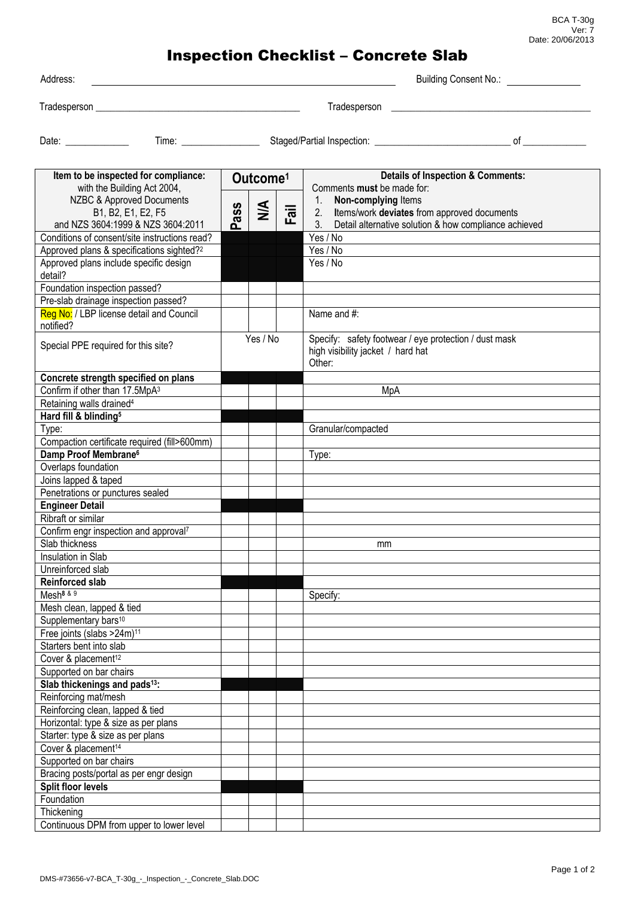BCA T-30g
Ver: 7
Date: 20/06/2013

# Inspection Checklist – Concrete Slab

Address: ______________________________ Building Consent No.: ______________

Tradesperson ______________________________ Tradesperson ______________________________

Date: ____________ Time: ______________ Staged/Partial Inspection: __________________________ of ____________

| Item to be inspected for compliance: with the Building Act 2004, NZBC & Approved Documents B1, B2, E1, E2, F5 and NZS 3604:1999 & NZS 3604:2011 | Outcome[1] | | | Details of Inspection & Comments: Comments **must** be made for: 1. **Non-complying** Items 2. Items/work **deviates** from approved documents 3. Detail alternative solution & how compliance achieved |
|---|---|---|---|---|
| | Pass | N/A | Fail | |
| Conditions of consent/site instructions read? | | | | Yes / No |
| Approved plans & specifications sighted?[2] | | | | Yes / No |
| Approved plans include specific design detail? | | | | Yes / No |
| Foundation inspection passed? | | | | |
| Pre-slab drainage inspection passed? | | | | |
| Reg No: / LBP license detail and Council notified? | | | | Name and #: |
| Special PPE required for this site? | Yes / No | | | Specify: safety footwear / eye protection / dust mask high visibility jacket / hard hat Other: |
| **Concrete strength specified on plans** | | | | |
| Confirm if other than 17.5MpA[3] | | | | MpA |
| Retaining walls drained[4] | | | | |
| **Hard fill & blinding[5]** | | | | |
| Type: | | | | Granular/compacted |
| Compaction certificate required (fill>600mm) | | | | |
| **Damp Proof Membrane[6]** | | | | Type: |
| Overlaps foundation | | | | |
| Joins lapped & taped | | | | |
| Penetrations or punctures sealed | | | | |
| **Engineer Detail** | | | | |
| Ribraft or similar | | | | |
| Confirm engr inspection and approval[7] | | | | |
| Slab thickness | | | | mm |
| Insulation in Slab | | | | |
| Unreinforced slab | | | | |
| **Reinforced slab** | | | | |
| Mesh[8 & 9] | | | | Specify: |
| Mesh clean, lapped & tied | | | | |
| Supplementary bars[10] | | | | |
| Free joints (slabs >24m)[11] | | | | |
| Starters bent into slab | | | | |
| Cover & placement[12] | | | | |
| Supported on bar chairs | | | | |
| **Slab thickenings and pads[13]:** | | | | |
| Reinforcing mat/mesh | | | | |
| Reinforcing clean, lapped & tied | | | | |
| Horizontal: type & size as per plans | | | | |
| Starter: type & size as per plans | | | | |
| Cover & placement[14] | | | | |
| Supported on bar chairs | | | | |
| Bracing posts/portal as per engr design | | | | |
| **Split floor levels** | | | | |
| Foundation | | | | |
| Thickening | | | | |
| Continuous DPM from upper to lower level | | | | |

DMS-#73656-v7-BCA_T-30g_-_Inspection_-_Concrete_Slab.DOC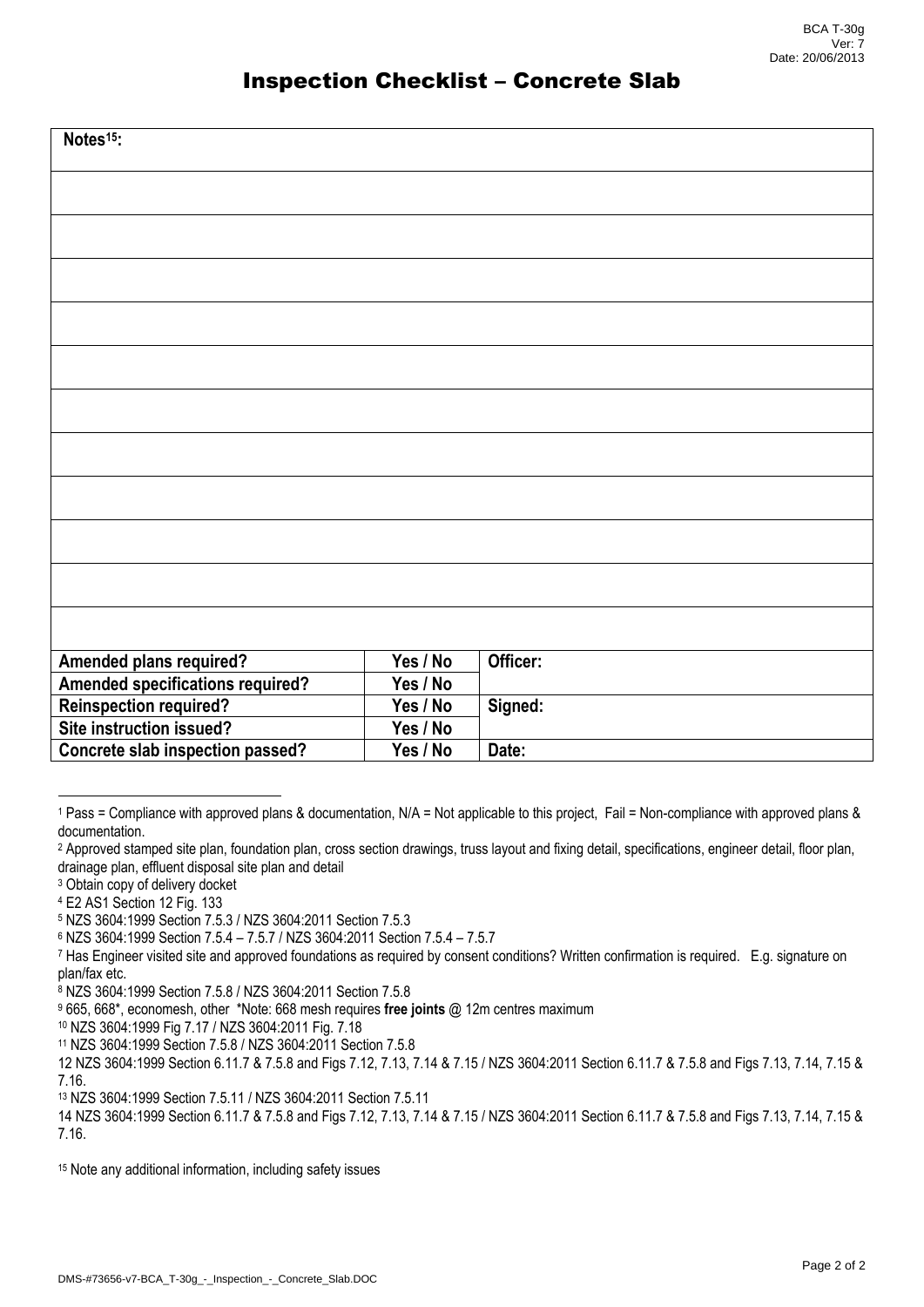# Inspection Checklist – Concrete Slab

| Notes[15]: | | |
|---|---|---|
| | | |
| | | |
| | | |
| | | |
| | | |
| | | |
| | | |
| | | |
| | | |
| | | |
| | | |
| **Amended plans required?** | **Yes / No** | **Officer:** |
| **Amended specifications required?** | **Yes / No** | |
| **Reinspection required?** | **Yes / No** | **Signed:** |
| **Site instruction issued?** | **Yes / No** | |
| **Concrete slab inspection passed?** | **Yes / No** | **Date:** |

---

[1] Pass = Compliance with approved plans & documentation, N/A = Not applicable to this project, Fail = Non-compliance with approved plans & documentation.

[2] Approved stamped site plan, foundation plan, cross section drawings, truss layout and fixing detail, specifications, engineer detail, floor plan, drainage plan, effluent disposal site plan and detail

[3] Obtain copy of delivery docket

[4] E2 AS1 Section 12 Fig. 133

[5] NZS 3604:1999 Section 7.5.3 / NZS 3604:2011 Section 7.5.3

[6] NZS 3604:1999 Section 7.5.4 – 7.5.7 / NZS 3604:2011 Section 7.5.4 – 7.5.7

[7] Has Engineer visited site and approved foundations as required by consent conditions? Written confirmation is required. E.g. signature on plan/fax etc.

[8] NZS 3604:1999 Section 7.5.8 / NZS 3604:2011 Section 7.5.8

[9] 665, 668*, economesh, other *Note: 668 mesh requires **free joints** @ 12m centres maximum

[10] NZS 3604:1999 Fig 7.17 / NZS 3604:2011 Fig. 7.18

[11] NZS 3604:1999 Section 7.5.8 / NZS 3604:2011 Section 7.5.8

12 NZS 3604:1999 Section 6.11.7 & 7.5.8 and Figs 7.12, 7.13, 7.14 & 7.15 / NZS 3604:2011 Section 6.11.7 & 7.5.8 and Figs 7.13, 7.14, 7.15 & 7.16.

[13] NZS 3604:1999 Section 7.5.11 / NZS 3604:2011 Section 7.5.11

14 NZS 3604:1999 Section 6.11.7 & 7.5.8 and Figs 7.12, 7.13, 7.14 & 7.15 / NZS 3604:2011 Section 6.11.7 & 7.5.8 and Figs 7.13, 7.14, 7.15 & 7.16.

[15] Note any additional information, including safety issues